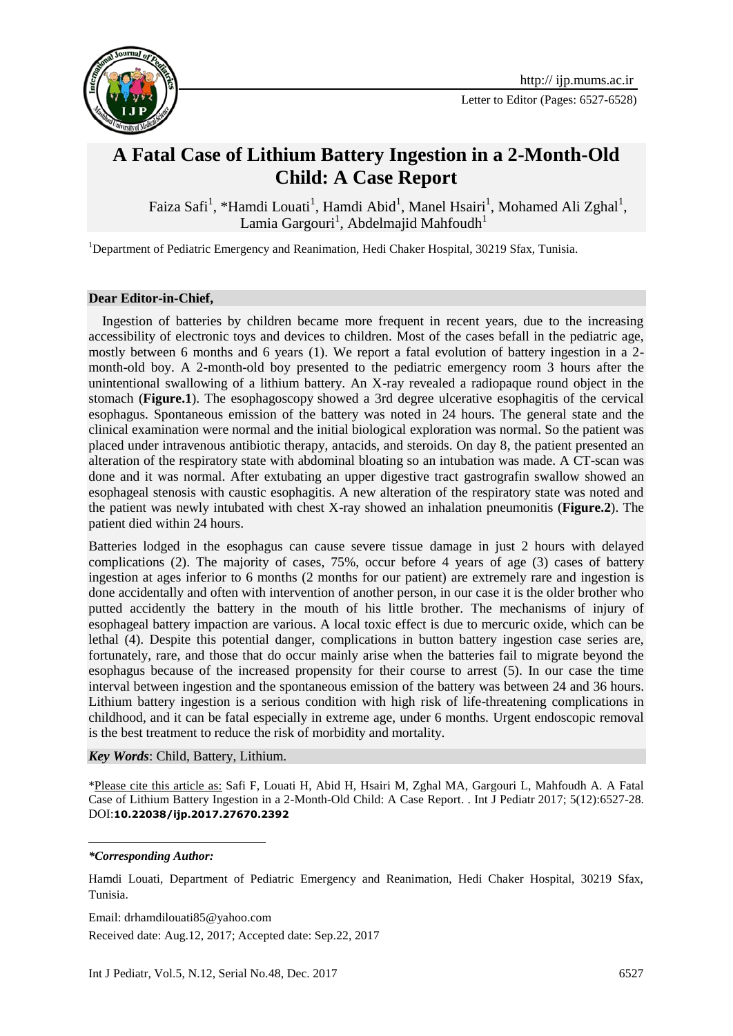# A Fatal Case of Lithium Battery Ingestion in a 2-Month-Old Child: A Case Report

Faiza Safi[1], *Hamdi Louati[1], Hamdi Abid[1], Manel Hsairi[1], Mohamed Ali Zghal[1], Lamia Gargouri[1], Abdelmajid Mahfoudh[1]

[1]Department of Pediatric Emergency and Reanimation, Hedi Chaker Hospital, 30219 Sfax, Tunisia.

**Dear Editor-in-Chief,**

Ingestion of batteries by children became more frequent in recent years, due to the increasing accessibility of electronic toys and devices to children. Most of the cases befall in the pediatric age, mostly between 6 months and 6 years (1). We report a fatal evolution of battery ingestion in a 2-month-old boy. A 2-month-old boy presented to the pediatric emergency room 3 hours after the unintentional swallowing of a lithium battery. An X-ray revealed a radiopaque round object in the stomach (**Figure.1**). The esophagoscopy showed a 3rd degree ulcerative esophagitis of the cervical esophagus. Spontaneous emission of the battery was noted in 24 hours. The general state and the clinical examination were normal and the initial biological exploration was normal. So the patient was placed under intravenous antibiotic therapy, antacids, and steroids. On day 8, the patient presented an alteration of the respiratory state with abdominal bloating so an intubation was made. A CT-scan was done and it was normal. After extubating an upper digestive tract gastrografin swallow showed an esophageal stenosis with caustic esophagitis. A new alteration of the respiratory state was noted and the patient was newly intubated with chest X-ray showed an inhalation pneumonitis (**Figure.2**). The patient died within 24 hours.

Batteries lodged in the esophagus can cause severe tissue damage in just 2 hours with delayed complications (2). The majority of cases, 75%, occur before 4 years of age (3) cases of battery ingestion at ages inferior to 6 months (2 months for our patient) are extremely rare and ingestion is done accidentally and often with intervention of another person, in our case it is the older brother who putted accidently the battery in the mouth of his little brother. The mechanisms of injury of esophageal battery impaction are various. A local toxic effect is due to mercuric oxide, which can be lethal (4). Despite this potential danger, complications in button battery ingestion case series are, fortunately, rare, and those that do occur mainly arise when the batteries fail to migrate beyond the esophagus because of the increased propensity for their course to arrest (5). In our case the time interval between ingestion and the spontaneous emission of the battery was between 24 and 36 hours. Lithium battery ingestion is a serious condition with high risk of life-threatening complications in childhood, and it can be fatal especially in extreme age, under 6 months. Urgent endoscopic removal is the best treatment to reduce the risk of morbidity and mortality.

***Key Words***: Child, Battery, Lithium.

*Please cite this article as: Safi F, Louati H, Abid H, Hsairi M, Zghal MA, Gargouri L, Mahfoudh A. A Fatal Case of Lithium Battery Ingestion in a 2-Month-Old Child: A Case Report. . Int J Pediatr 2017; 5(12):6527-28. DOI:**10.22038/ijp.2017.27670.2392**

***\*Corresponding Author:***

Hamdi Louati, Department of Pediatric Emergency and Reanimation, Hedi Chaker Hospital, 30219 Sfax, Tunisia.

Email: drhamdilouati85@yahoo.com

Received date: Aug.12, 2017; Accepted date: Sep.22, 2017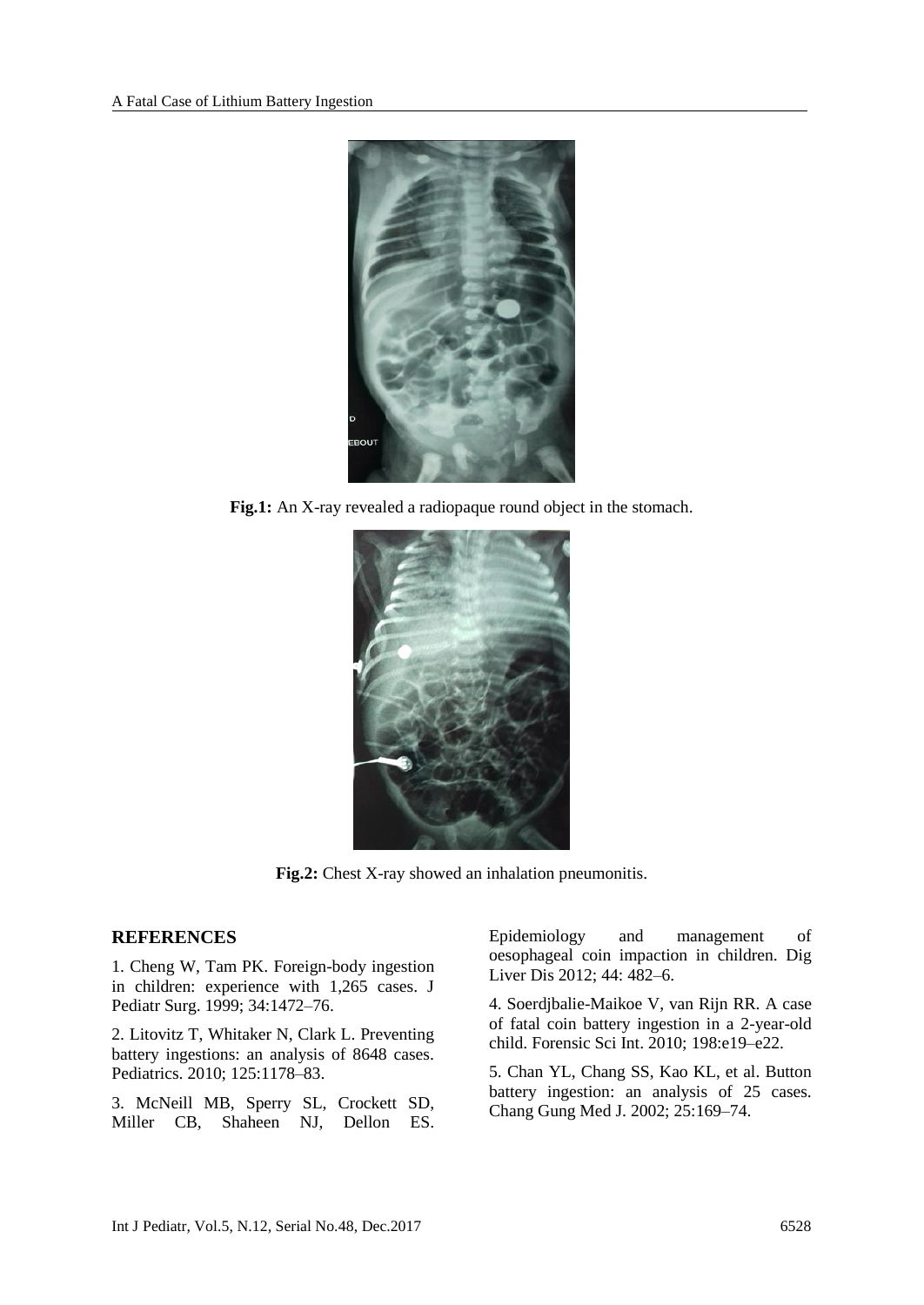**Fig.1:** An X-ray revealed a radiopaque round object in the stomach.

**Fig.2:** Chest X-ray showed an inhalation pneumonitis.

## REFERENCES

1. Cheng W, Tam PK. Foreign-body ingestion in children: experience with 1,265 cases. J Pediatr Surg. 1999; 34:1472–76.

2. Litovitz T, Whitaker N, Clark L. Preventing battery ingestions: an analysis of 8648 cases. Pediatrics. 2010; 125:1178–83.

3. McNeill MB, Sperry SL, Crockett SD, Miller CB, Shaheen NJ, Dellon ES. Epidemiology and management of oesophageal coin impaction in children. Dig Liver Dis 2012; 44: 482–6.

4. Soerdjbalie-Maikoe V, van Rijn RR. A case of fatal coin battery ingestion in a 2-year-old child. Forensic Sci Int. 2010; 198:e19–e22.

5. Chan YL, Chang SS, Kao KL, et al. Button battery ingestion: an analysis of 25 cases. Chang Gung Med J. 2002; 25:169–74.